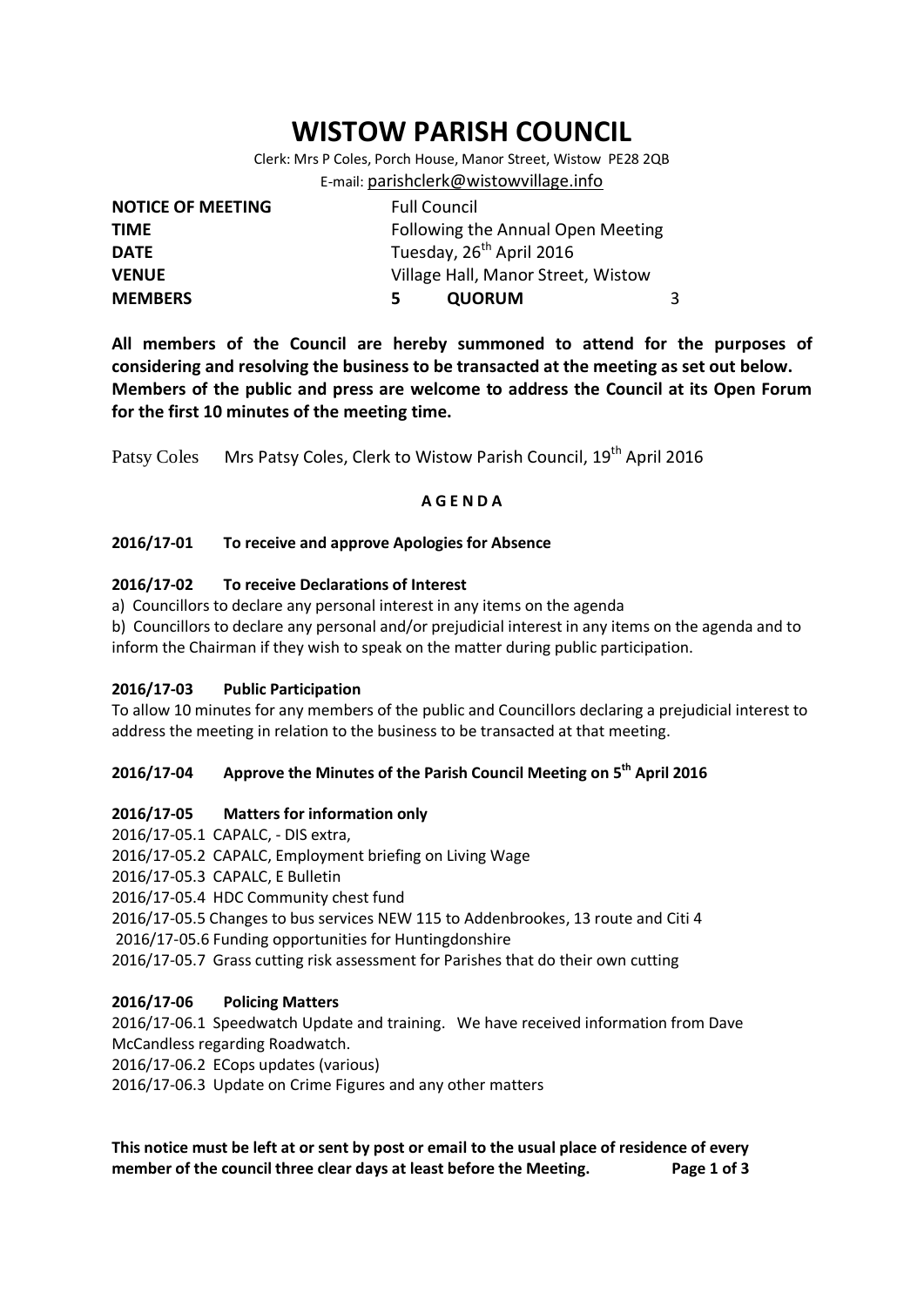# WISTOW PARISH COUNCIL

Clerk: Mrs P Coles, Porch House, Manor Street, Wistow PE28 2QB
E-mail: parishclerk@wistowvillage.info

| | | | |
|---|---|---|---|
| **NOTICE OF MEETING** | Full Council | | |
| **TIME** | Following the Annual Open Meeting | | |
| **DATE** | Tuesday, 26th April 2016 | | |
| **VENUE** | Village Hall, Manor Street, Wistow | | |
| **MEMBERS** | **5** | **QUORUM** | 3 |

**All members of the Council are hereby summoned to attend for the purposes of considering and resolving the business to be transacted at the meeting as set out below. Members of the public and press are welcome to address the Council at its Open Forum for the first 10 minutes of the meeting time.**

Patsy Coles Mrs Patsy Coles, Clerk to Wistow Parish Council, 19th April 2016

## A G E N D A

### 2016/17-01 To receive and approve Apologies for Absence

### 2016/17-02 To receive Declarations of Interest

a) Councillors to declare any personal interest in any items on the agenda

b) Councillors to declare any personal and/or prejudicial interest in any items on the agenda and to inform the Chairman if they wish to speak on the matter during public participation.

### 2016/17-03 Public Participation

To allow 10 minutes for any members of the public and Councillors declaring a prejudicial interest to address the meeting in relation to the business to be transacted at that meeting.

### 2016/17-04 Approve the Minutes of the Parish Council Meeting on 5th April 2016

### 2016/17-05 Matters for information only

2016/17-05.1 CAPALC, - DIS extra,
2016/17-05.2 CAPALC, Employment briefing on Living Wage
2016/17-05.3 CAPALC, E Bulletin
2016/17-05.4 HDC Community chest fund
2016/17-05.5 Changes to bus services NEW 115 to Addenbrookes, 13 route and Citi 4
2016/17-05.6 Funding opportunities for Huntingdonshire
2016/17-05.7 Grass cutting risk assessment for Parishes that do their own cutting

### 2016/17-06 Policing Matters

2016/17-06.1 Speedwatch Update and training. We have received information from Dave McCandless regarding Roadwatch.
2016/17-06.2 ECops updates (various)
2016/17-06.3 Update on Crime Figures and any other matters

**This notice must be left at or sent by post or email to the usual place of residence of every member of the council three clear days at least before the Meeting.**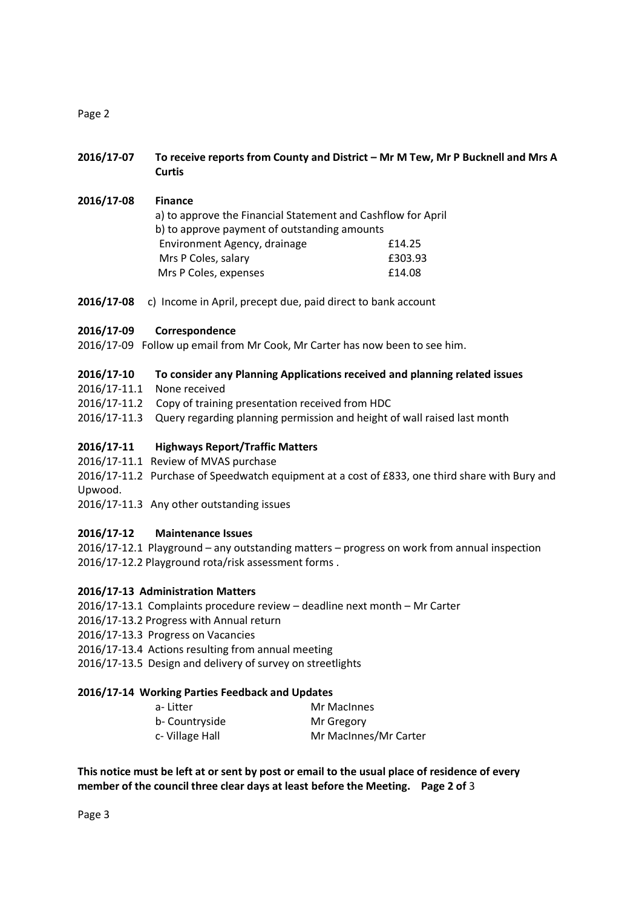**2016/17-07 To receive reports from County and District – Mr M Tew, Mr P Bucknell and Mrs A Curtis**

**2016/17-08 Finance**

a) to approve the Financial Statement and Cashflow for April

b) to approve payment of outstanding amounts

| | |
|---|---|
| Environment Agency, drainage | £14.25 |
| Mrs P Coles, salary | £303.93 |
| Mrs P Coles, expenses | £14.08 |

**2016/17-08** c) Income in April, precept due, paid direct to bank account

**2016/17-09 Correspondence**

2016/17-09 Follow up email from Mr Cook, Mr Carter has now been to see him.

**2016/17-10 To consider any Planning Applications received and planning related issues**

2016/17-11.1 None received

2016/17-11.2 Copy of training presentation received from HDC

2016/17-11.3 Query regarding planning permission and height of wall raised last month

**2016/17-11 Highways Report/Traffic Matters**

2016/17-11.1 Review of MVAS purchase

2016/17-11.2 Purchase of Speedwatch equipment at a cost of £833, one third share with Bury and Upwood.

2016/17-11.3 Any other outstanding issues

**2016/17-12 Maintenance Issues**

2016/17-12.1 Playground – any outstanding matters – progress on work from annual inspection

2016/17-12.2 Playground rota/risk assessment forms .

**2016/17-13 Administration Matters**

2016/17-13.1 Complaints procedure review – deadline next month – Mr Carter

2016/17-13.2 Progress with Annual return

2016/17-13.3 Progress on Vacancies

2016/17-13.4 Actions resulting from annual meeting

2016/17-13.5 Design and delivery of survey on streetlights

**2016/17-14 Working Parties Feedback and Updates**

| | |
|---|---|
| a- Litter | Mr MacInnes |
| b- Countryside | Mr Gregory |
| c- Village Hall | Mr MacInnes/Mr Carter |

**This notice must be left at or sent by post or email to the usual place of residence of every member of the council three clear days at least before the Meeting.**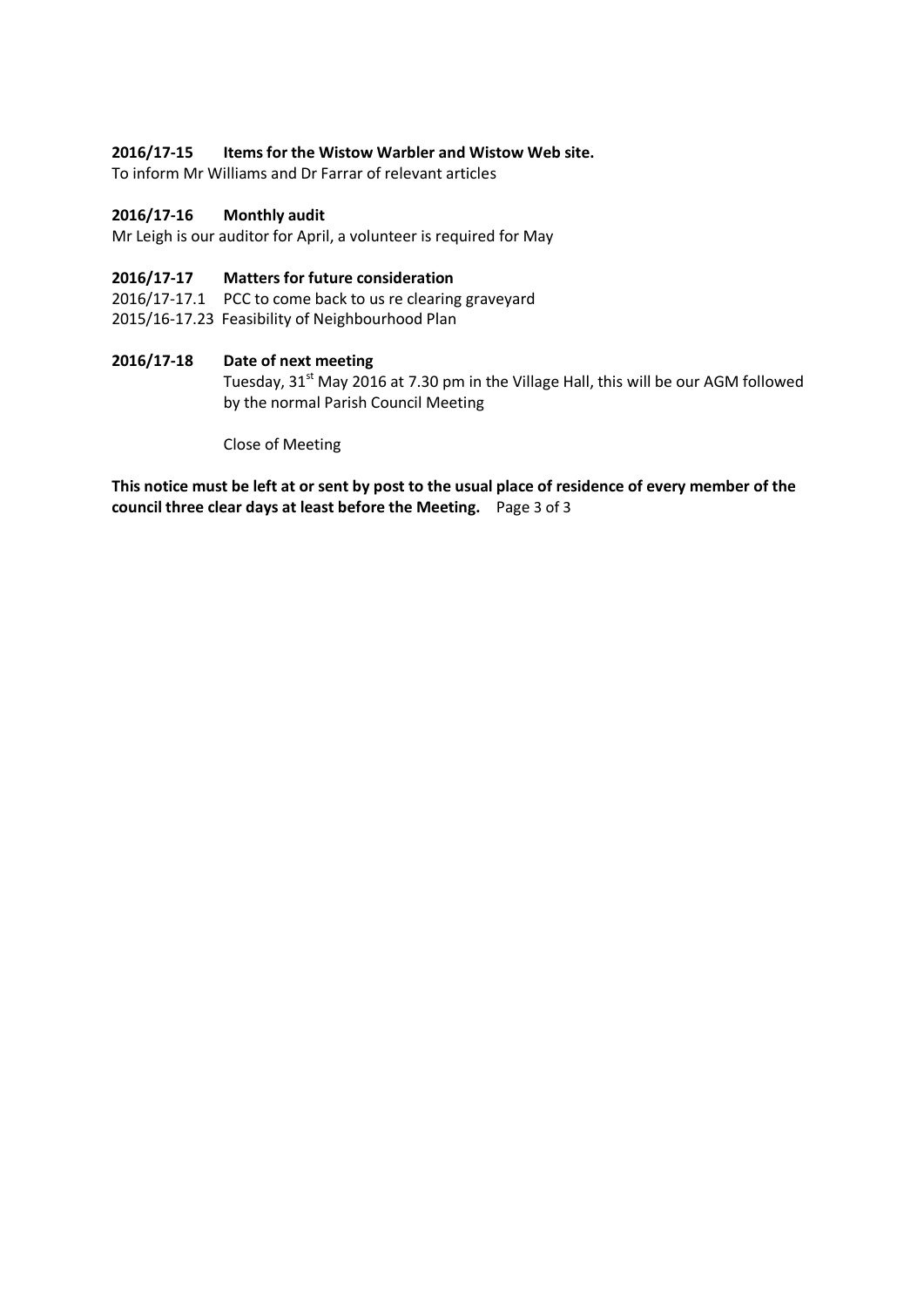**2016/17-15 Items for the Wistow Warbler and Wistow Web site.**

To inform Mr Williams and Dr Farrar of relevant articles

**2016/17-16 Monthly audit**

Mr Leigh is our auditor for April, a volunteer is required for May

**2016/17-17 Matters for future consideration**

2016/17-17.1 PCC to come back to us re clearing graveyard

2015/16-17.23 Feasibility of Neighbourhood Plan

**2016/17-18 Date of next meeting**

Tuesday, 31st May 2016 at 7.30 pm in the Village Hall, this will be our AGM followed by the normal Parish Council Meeting

Close of Meeting

**This notice must be left at or sent by post to the usual place of residence of every member of the council three clear days at least before the Meeting.**